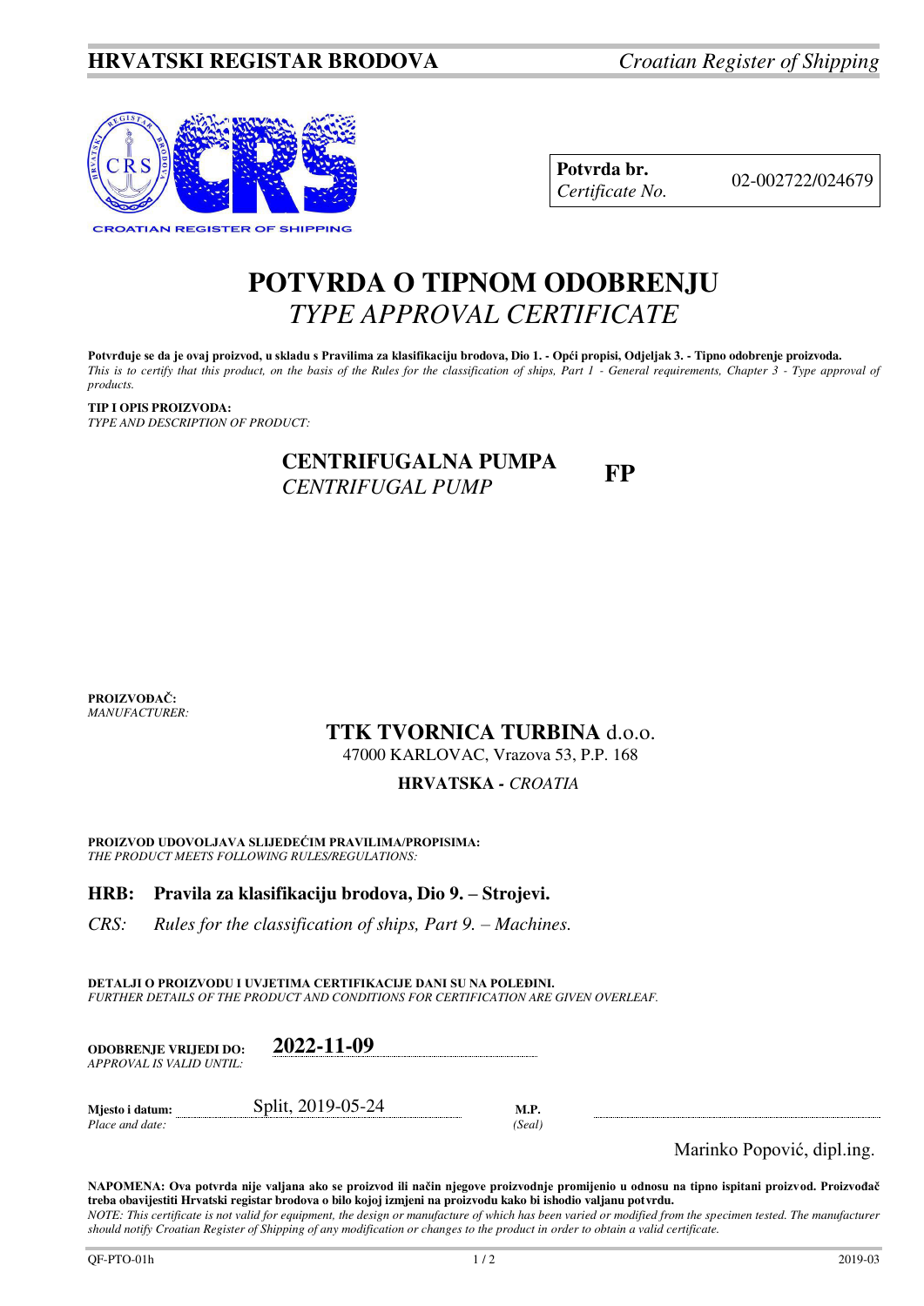**HRVATSKI REGISTAR BRODOVA** *Croatian Register of Shipping*

CROATIAN REGISTER OF SHIPPING

| **Potvrda br.** *Certificate No.* | 02-002722/024679 |
|---|---|

# POTVRDA O TIPNOM ODOBRENJU
## *TYPE APPROVAL CERTIFICATE*

**Potvrđuje se da je ovaj proizvod, u skladu s Pravilima za klasifikaciju brodova, Dio 1. - Opći propisi, Odjeljak 3. - Tipno odobrenje proizvoda.**
*This is to certify that this product, on the basis of the Rules for the classification of ships, Part 1 - General requirements, Chapter 3 - Type approval of products.*

**TIP I OPIS PROIZVODA:**
*TYPE AND DESCRIPTION OF PRODUCT:*

**CENTRIFUGALNA PUMPA**
*CENTRIFUGAL PUMP*
**FP**

**PROIZVOĐAČ:**
*MANUFACTURER:*

**TTK TVORNICA TURBINA** d.o.o.
47000 KARLOVAC, Vrazova 53, P.P. 168
**HRVATSKA -** *CROATIA*

**PROIZVOD UDOVOLJAVA SLIJEDEĆIM PRAVILIMA/PROPISIMA:**
*THE PRODUCT MEETS FOLLOWING RULES/REGULATIONS:*

**HRB: Pravila za klasifikaciju brodova, Dio 9. – Strojevi.**

*CRS: Rules for the classification of ships, Part 9. – Machines.*

**DETALJI O PROIZVODU I UVJETIMA CERTIFIKACIJE DANI SU NA POLEĐINI.**
*FURTHER DETAILS OF THE PRODUCT AND CONDITIONS FOR CERTIFICATION ARE GIVEN OVERLEAF.*

**ODOBRENJE VRIJEDI DO:** *APPROVAL IS VALID UNTIL:* **2022-11-09**

**Mjesto i datum:** *Place and date:* Split, 2019-05-24

**M.P.** *(Seal)*

Marinko Popović, dipl.ing.

**NAPOMENA: Ova potvrda nije valjana ako se proizvod ili način njegove proizvodnje promijenio u odnosu na tipno ispitani proizvod. Proizvođač treba obavijestiti Hrvatski registar brodova o bilo kojoj izmjeni na proizvodu kako bi ishodio valjanu potvrdu.**
*NOTE: This certificate is not valid for equipment, the design or manufacture of which has been varied or modified from the specimen tested. The manufacturer should notify Croatian Register of Shipping of any modification or changes to the product in order to obtain a valid certificate.*

QF-PTO-01h 2019-03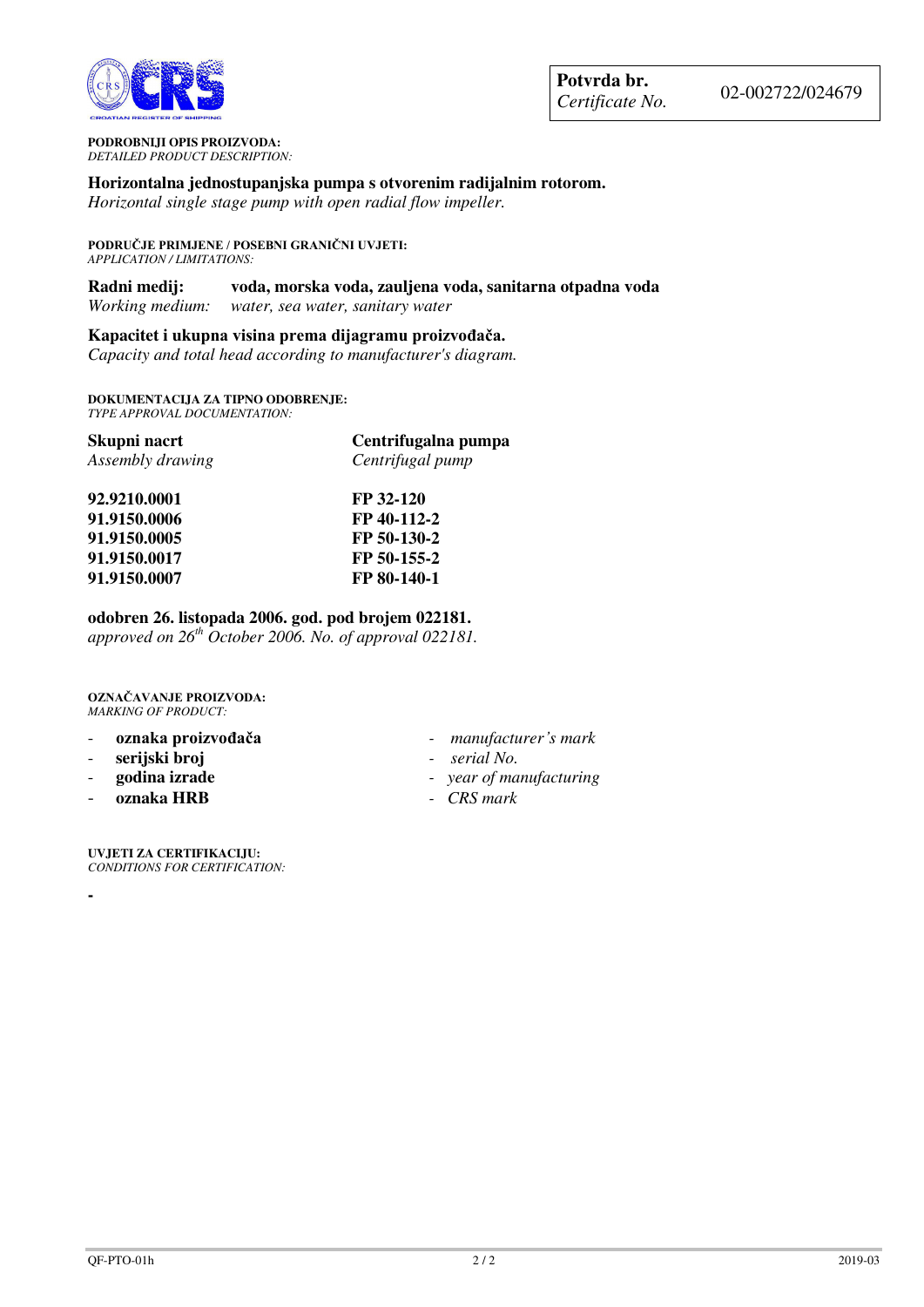**Potvrda br.** *Certificate No.* 02-002722/024679

**PODROBNIJI OPIS PROIZVODA:**
*DETAILED PRODUCT DESCRIPTION:*

**Horizontalna jednostupanjska pumpa s otvorenim radijalnim rotorom.**
*Horizontal single stage pump with open radial flow impeller.*

**PODRUČJE PRIMJENE / POSEBNI GRANIČNI UVJETI:**
*APPLICATION / LIMITATIONS:*

**Radni medij:** **voda, morska voda, zauljena voda, sanitarna otpadna voda**
*Working medium:* *water, sea water, sanitary water*

**Kapacitet i ukupna visina prema dijagramu proizvođača.**
*Capacity and total head according to manufacturer's diagram.*

**DOKUMENTACIJA ZA TIPNO ODOBRENJE:**
*TYPE APPROVAL DOCUMENTATION:*

| **Skupni nacrt** *Assembly drawing* | **Centrifugalna pumpa** *Centrifugal pump* |
|---|---|
| **92.9210.0001** | **FP 32-120** |
| **91.9150.0006** | **FP 40-112-2** |
| **91.9150.0005** | **FP 50-130-2** |
| **91.9150.0017** | **FP 50-155-2** |
| **91.9150.0007** | **FP 80-140-1** |

**odobren 26. listopada 2006. god. pod brojem 022181.**
*approved on 26th October 2006. No. of approval 022181.*

**OZNAČAVANJE PROIZVODA:**
*MARKING OF PRODUCT:*

- **oznaka proizvođača** - *manufacturer's mark*
- **serijski broj** - *serial No.*
- **godina izrade** - *year of manufacturing*
- **oznaka HRB** - *CRS mark*

**UVJETI ZA CERTIFIKACIJU:**
*CONDITIONS FOR CERTIFICATION:*

**-**